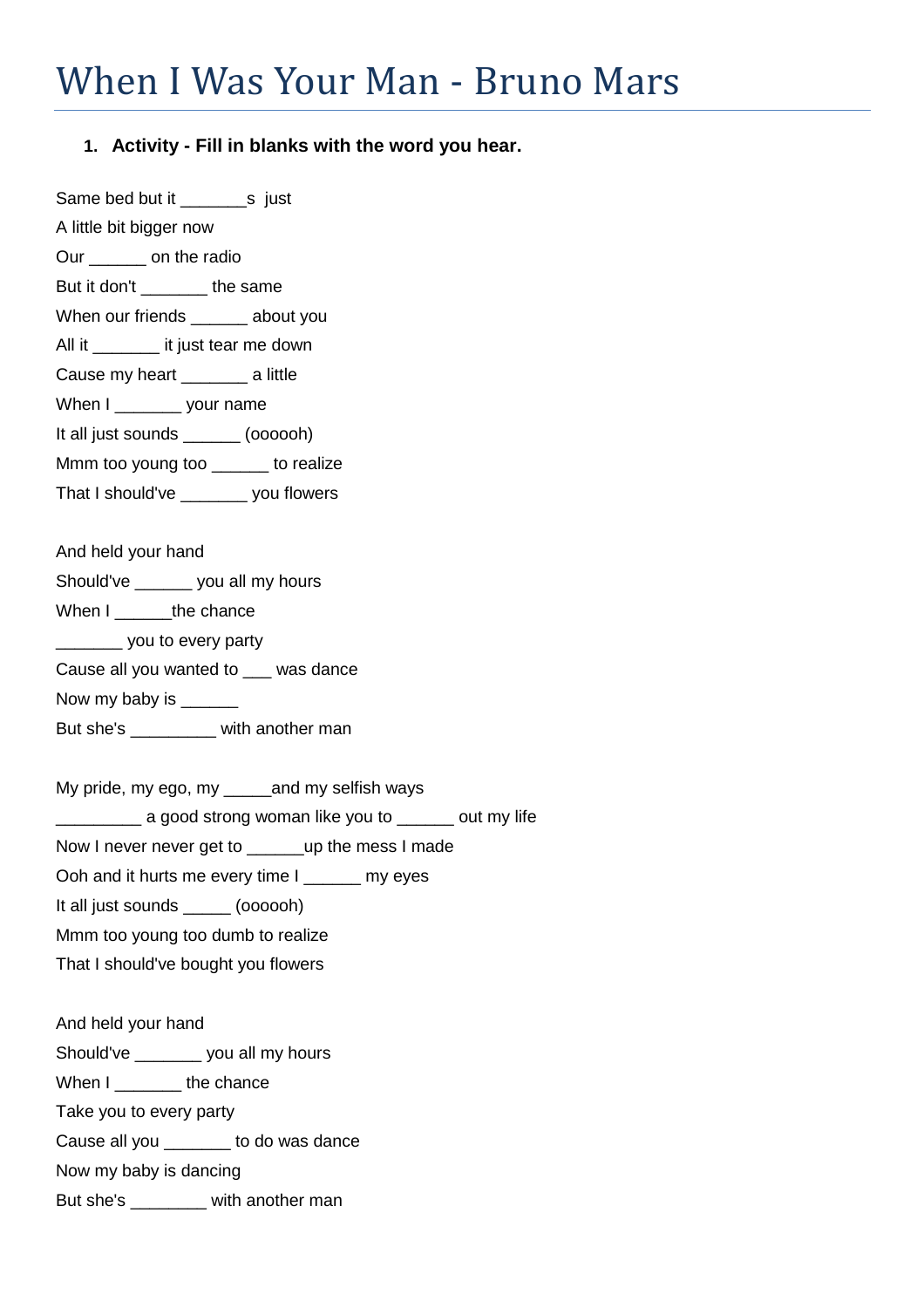# When I Was Your Man - Bruno Mars

1. **Activity - Fill in blanks with the word you hear.**

Same bed but it _______s just
A little bit bigger now
Our ______ on the radio
But it don't _______ the same
When our friends ______ about you
All it _______ it just tear me down
Cause my heart _______ a little
When I _______ your name
It all just sounds ______ (oooooh)
Mmm too young too ______ to realize
That I should've _______ you flowers

And held your hand
Should've ______ you all my hours
When I ______the chance
_______ you to every party
Cause all you wanted to ___ was dance
Now my baby is ______
But she's _________ with another man

My pride, my ego, my _____and my selfish ways
_________ a good strong woman like you to ______ out my life
Now I never never get to ______up the mess I made
Ooh and it hurts me every time I ______ my eyes
It all just sounds _____ (oooooh)
Mmm too young too dumb to realize
That I should've bought you flowers

And held your hand
Should've _______ you all my hours
When I _______ the chance
Take you to every party
Cause all you _______ to do was dance
Now my baby is dancing
But she's ________ with another man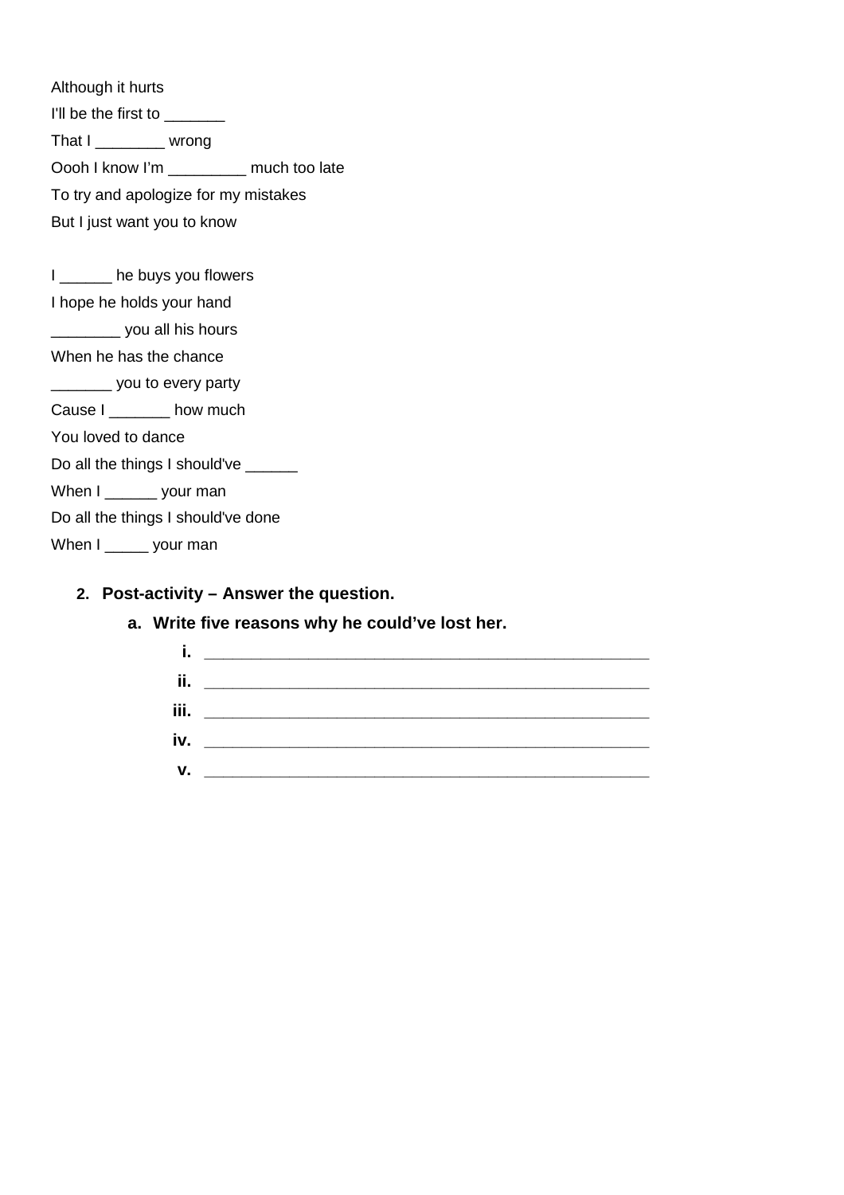Although it hurts

I'll be the first to _______

That I ________ wrong

Oooh I know I'm _________ much too late

To try and apologize for my mistakes

But I just want you to know

I ______ he buys you flowers

I hope he holds your hand

________ you all his hours

When he has the chance

_______ you to every party

Cause I _______ how much

You loved to dance

Do all the things I should've ______

When I ______ your man

Do all the things I should've done

When I _____ your man

2. **Post-activity – Answer the question.**

   a. **Write five reasons why he could've lost her.**

      i. ____________________________________________________

      ii. ____________________________________________________

      iii. ____________________________________________________

      iv. ____________________________________________________

      v. ____________________________________________________